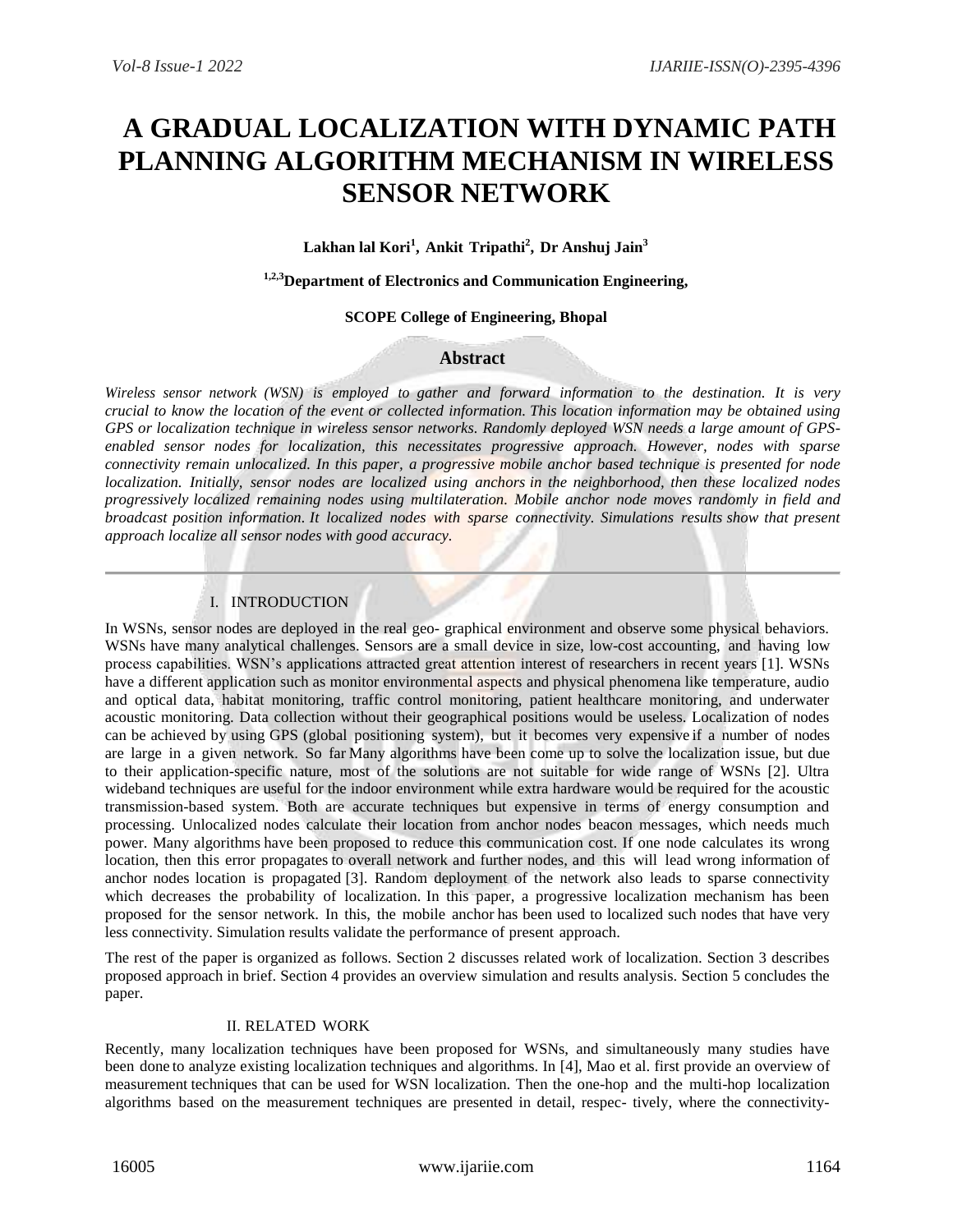# A GRADUAL LOCALIZATION WITH DYNAMIC PATH PLANNING ALGORITHM MECHANISM IN WIRELESS SENSOR NETWORK

**Lakhan lal Kori[1], Ankit Tripathi[2], Dr Anshuj Jain[3]**

**[1,2,3]Department of Electronics and Communication Engineering,**

**SCOPE College of Engineering, Bhopal**

## Abstract

*Wireless sensor network (WSN) is employed to gather and forward information to the destination. It is very crucial to know the location of the event or collected information. This location information may be obtained using GPS or localization technique in wireless sensor networks. Randomly deployed WSN needs a large amount of GPS-enabled sensor nodes for localization, this necessitates progressive approach. However, nodes with sparse connectivity remain unlocalized. In this paper, a progressive mobile anchor based technique is presented for node localization. Initially, sensor nodes are localized using anchors in the neighborhood, then these localized nodes progressively localized remaining nodes using multilateration. Mobile anchor node moves randomly in field and broadcast position information. It localized nodes with sparse connectivity. Simulations results show that present approach localize all sensor nodes with good accuracy.*

## I. INTRODUCTION

In WSNs, sensor nodes are deployed in the real geo- graphical environment and observe some physical behaviors. WSNs have many analytical challenges. Sensors are a small device in size, low-cost accounting, and having low process capabilities. WSN's applications attracted great attention interest of researchers in recent years [1]. WSNs have a different application such as monitor environmental aspects and physical phenomena like temperature, audio and optical data, habitat monitoring, traffic control monitoring, patient healthcare monitoring, and underwater acoustic monitoring. Data collection without their geographical positions would be useless. Localization of nodes can be achieved by using GPS (global positioning system), but it becomes very expensive if a number of nodes are large in a given network. So far Many algorithms have been come up to solve the localization issue, but due to their application-specific nature, most of the solutions are not suitable for wide range of WSNs [2]. Ultra wideband techniques are useful for the indoor environment while extra hardware would be required for the acoustic transmission-based system. Both are accurate techniques but expensive in terms of energy consumption and processing. Unlocalized nodes calculate their location from anchor nodes beacon messages, which needs much power. Many algorithms have been proposed to reduce this communication cost. If one node calculates its wrong location, then this error propagates to overall network and further nodes, and this will lead wrong information of anchor nodes location is propagated [3]. Random deployment of the network also leads to sparse connectivity which decreases the probability of localization. In this paper, a progressive localization mechanism has been proposed for the sensor network. In this, the mobile anchor has been used to localized such nodes that have very less connectivity. Simulation results validate the performance of present approach.

The rest of the paper is organized as follows. Section 2 discusses related work of localization. Section 3 describes proposed approach in brief. Section 4 provides an overview simulation and results analysis. Section 5 concludes the paper.

## II. RELATED WORK

Recently, many localization techniques have been proposed for WSNs, and simultaneously many studies have been done to analyze existing localization techniques and algorithms. In [4], Mao et al. first provide an overview of measurement techniques that can be used for WSN localization. Then the one-hop and the multi-hop localization algorithms based on the measurement techniques are presented in detail, respec- tively, where the connectivity-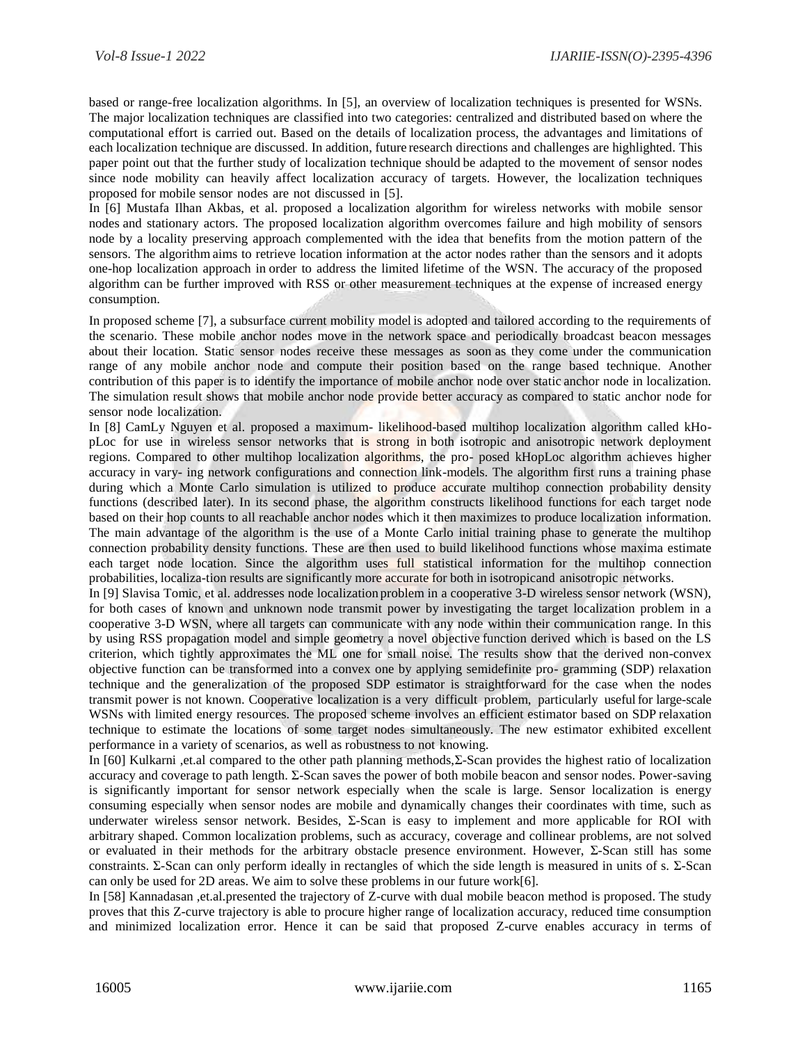based or range-free localization algorithms. In [5], an overview of localization techniques is presented for WSNs. The major localization techniques are classified into two categories: centralized and distributed based on where the computational effort is carried out. Based on the details of localization process, the advantages and limitations of each localization technique are discussed. In addition, future research directions and challenges are highlighted. This paper point out that the further study of localization technique should be adapted to the movement of sensor nodes since node mobility can heavily affect localization accuracy of targets. However, the localization techniques proposed for mobile sensor nodes are not discussed in [5].

In [6] Mustafa Ilhan Akbas, et al. proposed a localization algorithm for wireless networks with mobile sensor nodes and stationary actors. The proposed localization algorithm overcomes failure and high mobility of sensors node by a locality preserving approach complemented with the idea that benefits from the motion pattern of the sensors. The algorithm aims to retrieve location information at the actor nodes rather than the sensors and it adopts one-hop localization approach in order to address the limited lifetime of the WSN. The accuracy of the proposed algorithm can be further improved with RSS or other measurement techniques at the expense of increased energy consumption.

In proposed scheme [7], a subsurface current mobility model is adopted and tailored according to the requirements of the scenario. These mobile anchor nodes move in the network space and periodically broadcast beacon messages about their location. Static sensor nodes receive these messages as soon as they come under the communication range of any mobile anchor node and compute their position based on the range based technique. Another contribution of this paper is to identify the importance of mobile anchor node over static anchor node in localization. The simulation result shows that mobile anchor node provide better accuracy as compared to static anchor node for sensor node localization.

In [8] CamLy Nguyen et al. proposed a maximum- likelihood-based multihop localization algorithm called kHo-pLoc for use in wireless sensor networks that is strong in both isotropic and anisotropic network deployment regions. Compared to other multihop localization algorithms, the pro- posed kHopLoc algorithm achieves higher accuracy in vary- ing network configurations and connection link-models. The algorithm first runs a training phase during which a Monte Carlo simulation is utilized to produce accurate multihop connection probability density functions (described later). In its second phase, the algorithm constructs likelihood functions for each target node based on their hop counts to all reachable anchor nodes which it then maximizes to produce localization information. The main advantage of the algorithm is the use of a Monte Carlo initial training phase to generate the multihop connection probability density functions. These are then used to build likelihood functions whose maxima estimate each target node location. Since the algorithm uses full statistical information for the multihop connection probabilities, localiza-tion results are significantly more accurate for both in isotropicand anisotropic networks.

In [9] Slavisa Tomic, et al. addresses node localization problem in a cooperative 3-D wireless sensor network (WSN), for both cases of known and unknown node transmit power by investigating the target localization problem in a cooperative 3-D WSN, where all targets can communicate with any node within their communication range. In this by using RSS propagation model and simple geometry a novel objective function derived which is based on the LS criterion, which tightly approximates the ML one for small noise. The results show that the derived non-convex objective function can be transformed into a convex one by applying semidefinite pro- gramming (SDP) relaxation technique and the generalization of the proposed SDP estimator is straightforward for the case when the nodes transmit power is not known. Cooperative localization is a very difficult problem, particularly useful for large-scale WSNs with limited energy resources. The proposed scheme involves an efficient estimator based on SDP relaxation technique to estimate the locations of some target nodes simultaneously. The new estimator exhibited excellent performance in a variety of scenarios, as well as robustness to not knowing.

In [60] Kulkarni ,et.al compared to the other path planning methods,Σ-Scan provides the highest ratio of localization accuracy and coverage to path length. Σ-Scan saves the power of both mobile beacon and sensor nodes. Power-saving is significantly important for sensor network especially when the scale is large. Sensor localization is energy consuming especially when sensor nodes are mobile and dynamically changes their coordinates with time, such as underwater wireless sensor network. Besides, Σ-Scan is easy to implement and more applicable for ROI with arbitrary shaped. Common localization problems, such as accuracy, coverage and collinear problems, are not solved or evaluated in their methods for the arbitrary obstacle presence environment. However, Σ-Scan still has some constraints. Σ-Scan can only perform ideally in rectangles of which the side length is measured in units of s. Σ-Scan can only be used for 2D areas. We aim to solve these problems in our future work[6].

In [58] Kannadasan ,et.al.presented the trajectory of Z-curve with dual mobile beacon method is proposed. The study proves that this Z-curve trajectory is able to procure higher range of localization accuracy, reduced time consumption and minimized localization error. Hence it can be said that proposed Z-curve enables accuracy in terms of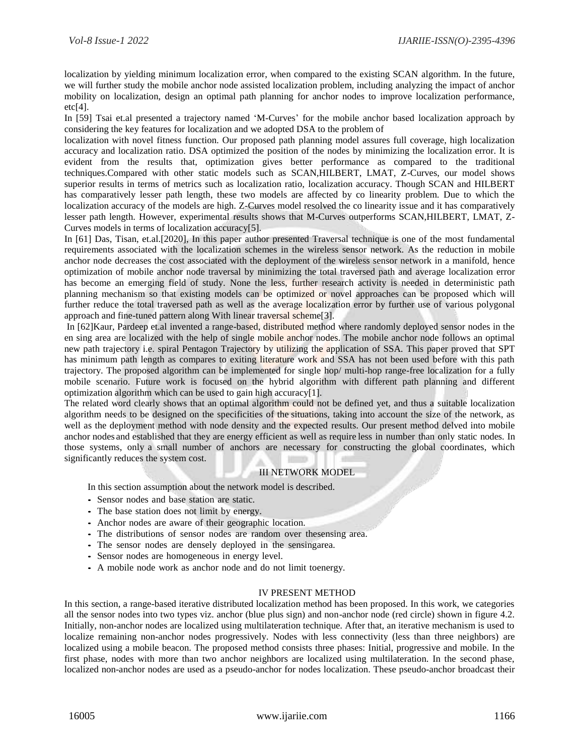localization by yielding minimum localization error, when compared to the existing SCAN algorithm. In the future, we will further study the mobile anchor node assisted localization problem, including analyzing the impact of anchor mobility on localization, design an optimal path planning for anchor nodes to improve localization performance, etc[4].

In [59] Tsai et.al presented a trajectory named 'M-Curves' for the mobile anchor based localization approach by considering the key features for localization and we adopted DSA to the problem of localization with novel fitness function. Our proposed path planning model assures full coverage, high localization accuracy and localization ratio. DSA optimized the position of the nodes by minimizing the localization error. It is evident from the results that, optimization gives better performance as compared to the traditional techniques.Compared with other static models such as SCAN,HILBERT, LMAT, Z-Curves, our model shows superior results in terms of metrics such as localization ratio, localization accuracy. Though SCAN and HILBERT has comparatively lesser path length, these two models are affected by co linearity problem. Due to which the localization accuracy of the models are high. Z-Curves model resolved the co linearity issue and it has comparatively lesser path length. However, experimental results shows that M-Curves outperforms SCAN,HILBERT, LMAT, Z-Curves models in terms of localization accuracy[5].

In [61] Das, Tisan, et.al.[2020], In this paper author presented Traversal technique is one of the most fundamental requirements associated with the localization schemes in the wireless sensor network. As the reduction in mobile anchor node decreases the cost associated with the deployment of the wireless sensor network in a manifold, hence optimization of mobile anchor node traversal by minimizing the total traversed path and average localization error has become an emerging field of study. None the less, further research activity is needed in deterministic path planning mechanism so that existing models can be optimized or novel approaches can be proposed which will further reduce the total traversed path as well as the average localization error by further use of various polygonal approach and fine-tuned pattern along With linear traversal scheme[3].

In [62]Kaur, Pardeep et.al invented a range-based, distributed method where randomly deployed sensor nodes in the en sing area are localized with the help of single mobile anchor nodes. The mobile anchor node follows an optimal new path trajectory i.e. spiral Pentagon Trajectory by utilizing the application of SSA. This paper proved that SPT has minimum path length as compares to exiting literature work and SSA has not been used before with this path trajectory. The proposed algorithm can be implemented for single hop/ multi-hop range-free localization for a fully mobile scenario. Future work is focused on the hybrid algorithm with different path planning and different optimization algorithm which can be used to gain high accuracy[1].

The related word clearly shows that an optimal algorithm could not be defined yet, and thus a suitable localization algorithm needs to be designed on the specificities of the situations, taking into account the size of the network, as well as the deployment method with node density and the expected results. Our present method delved into mobile anchor nodes and established that they are energy efficient as well as require less in number than only static nodes. In those systems, only a small number of anchors are necessary for constructing the global coordinates, which significantly reduces the system cost.

## III NETWORK MODEL

In this section assumption about the network model is described.

- Sensor nodes and base station are static.
- The base station does not limit by energy.
- Anchor nodes are aware of their geographic location.
- The distributions of sensor nodes are random over thesensing area.
- The sensor nodes are densely deployed in the sensingarea.
- Sensor nodes are homogeneous in energy level.
- A mobile node work as anchor node and do not limit toenergy.

## IV PRESENT METHOD

In this section, a range-based iterative distributed localization method has been proposed. In this work, we categories all the sensor nodes into two types viz. anchor (blue plus sign) and non-anchor node (red circle) shown in figure 4.2. Initially, non-anchor nodes are localized using multilateration technique. After that, an iterative mechanism is used to localize remaining non-anchor nodes progressively. Nodes with less connectivity (less than three neighbors) are localized using a mobile beacon. The proposed method consists three phases: Initial, progressive and mobile. In the first phase, nodes with more than two anchor neighbors are localized using multilateration. In the second phase, localized non-anchor nodes are used as a pseudo-anchor for nodes localization. These pseudo-anchor broadcast their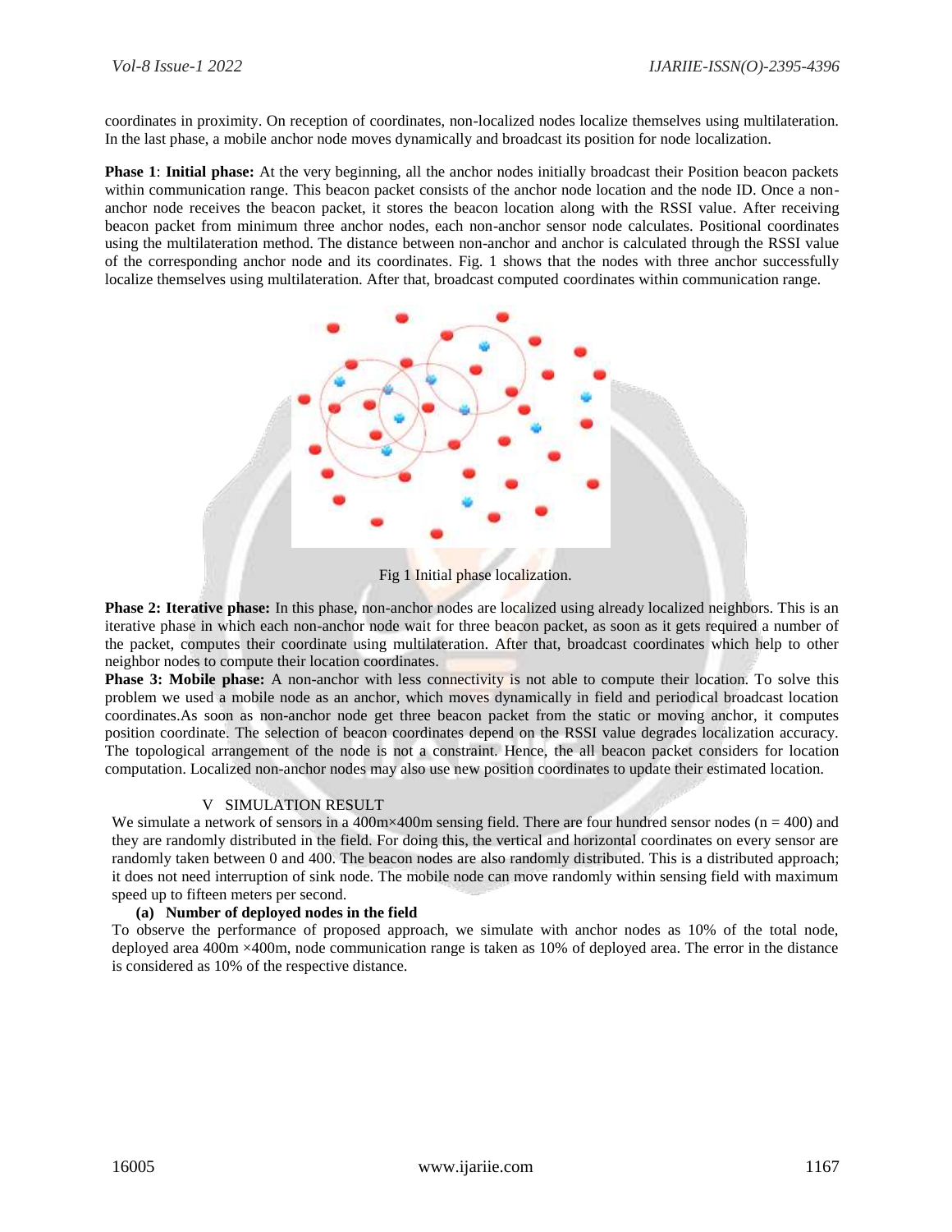coordinates in proximity. On reception of coordinates, non-localized nodes localize themselves using multilateration. In the last phase, a mobile anchor node moves dynamically and broadcast its position for node localization.

**Phase 1**: **Initial phase:** At the very beginning, all the anchor nodes initially broadcast their Position beacon packets within communication range. This beacon packet consists of the anchor node location and the node ID. Once a non-anchor node receives the beacon packet, it stores the beacon location along with the RSSI value. After receiving beacon packet from minimum three anchor nodes, each non-anchor sensor node calculates. Positional coordinates using the multilateration method. The distance between non-anchor and anchor is calculated through the RSSI value of the corresponding anchor node and its coordinates. Fig. 1 shows that the nodes with three anchor successfully localize themselves using multilateration. After that, broadcast computed coordinates within communication range.

Fig 1 Initial phase localization.

**Phase 2: Iterative phase:** In this phase, non-anchor nodes are localized using already localized neighbors. This is an iterative phase in which each non-anchor node wait for three beacon packet, as soon as it gets required a number of the packet, computes their coordinate using multilateration. After that, broadcast coordinates which help to other neighbor nodes to compute their location coordinates.

**Phase 3: Mobile phase:** A non-anchor with less connectivity is not able to compute their location. To solve this problem we used a mobile node as an anchor, which moves dynamically in field and periodical broadcast location coordinates.As soon as non-anchor node get three beacon packet from the static or moving anchor, it computes position coordinate. The selection of beacon coordinates depend on the RSSI value degrades localization accuracy. The topological arrangement of the node is not a constraint. Hence, the all beacon packet considers for location computation. Localized non-anchor nodes may also use new position coordinates to update their estimated location.

## V SIMULATION RESULT

We simulate a network of sensors in a 400m×400m sensing field. There are four hundred sensor nodes (n = 400) and they are randomly distributed in the field. For doing this, the vertical and horizontal coordinates on every sensor are randomly taken between 0 and 400. The beacon nodes are also randomly distributed. This is a distributed approach; it does not need interruption of sink node. The mobile node can move randomly within sensing field with maximum speed up to fifteen meters per second.

### (a) Number of deployed nodes in the field

To observe the performance of proposed approach, we simulate with anchor nodes as 10% of the total node, deployed area 400m ×400m, node communication range is taken as 10% of deployed area. The error in the distance is considered as 10% of the respective distance.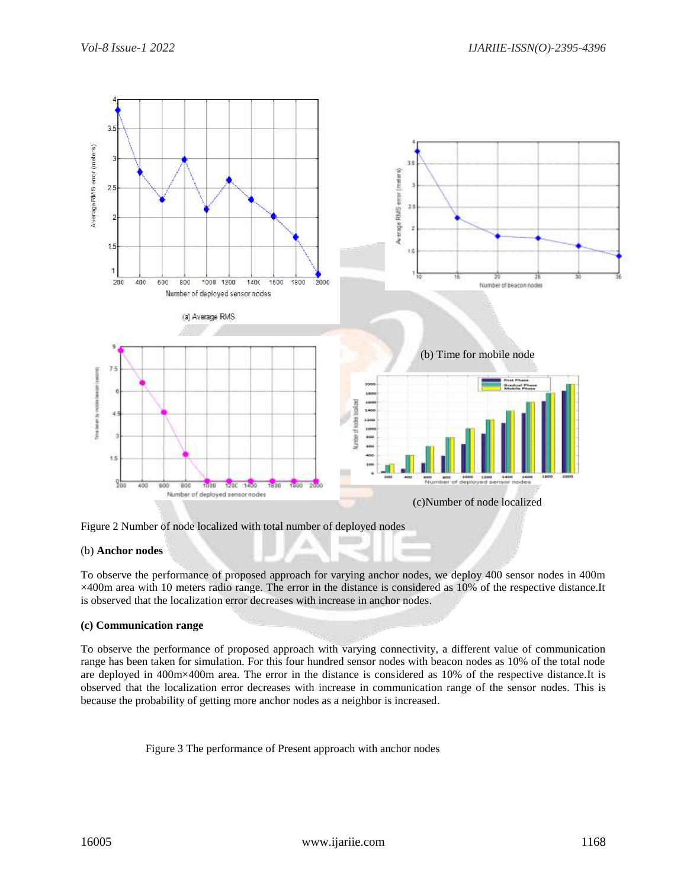(a) Average RMS

(b) Time for mobile node

(c)Number of node localized

Figure 2 Number of node localized with total number of deployed nodes

(b) **Anchor nodes**

To observe the performance of proposed approach for varying anchor nodes, we deploy 400 sensor nodes in 400m ×400m area with 10 meters radio range. The error in the distance is considered as 10% of the respective distance.It is observed that the localization error decreases with increase in anchor nodes.

**(c) Communication range**

To observe the performance of proposed approach with varying connectivity, a different value of communication range has been taken for simulation. For this four hundred sensor nodes with beacon nodes as 10% of the total node are deployed in 400m×400m area. The error in the distance is considered as 10% of the respective distance.It is observed that the localization error decreases with increase in communication range of the sensor nodes. This is because the probability of getting more anchor nodes as a neighbor is increased.

Figure 3 The performance of Present approach with anchor nodes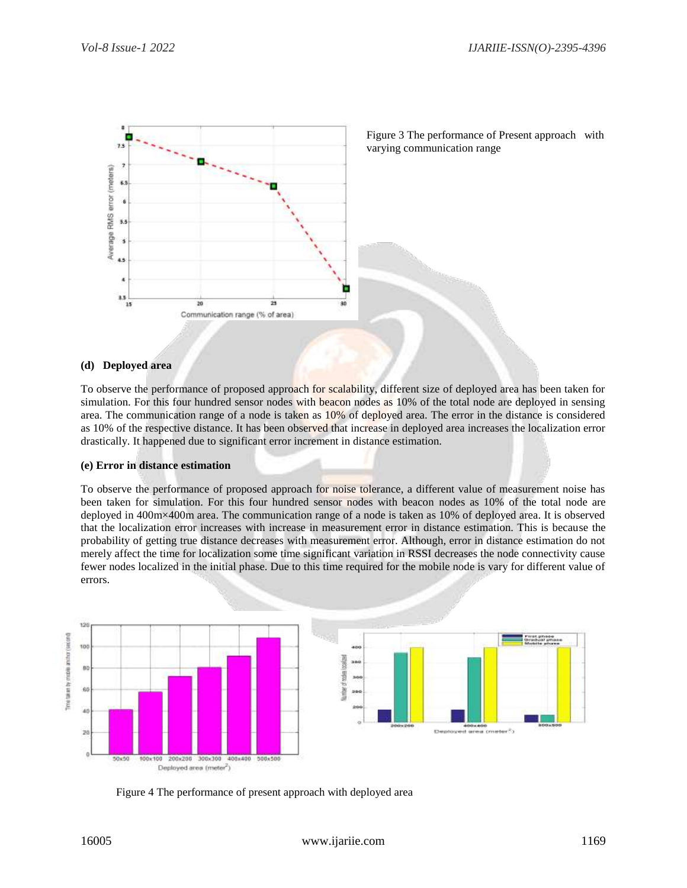Figure 3 The performance of Present approach with varying communication range

**(d) Deployed area**

To observe the performance of proposed approach for scalability, different size of deployed area has been taken for simulation. For this four hundred sensor nodes with beacon nodes as 10% of the total node are deployed in sensing area. The communication range of a node is taken as 10% of deployed area. The error in the distance is considered as 10% of the respective distance. It has been observed that increase in deployed area increases the localization error drastically. It happened due to significant error increment in distance estimation.

**(e) Error in distance estimation**

To observe the performance of proposed approach for noise tolerance, a different value of measurement noise has been taken for simulation. For this four hundred sensor nodes with beacon nodes as 10% of the total node are deployed in 400m×400m area. The communication range of a node is taken as 10% of deployed area. It is observed that the localization error increases with increase in measurement error in distance estimation. This is because the probability of getting true distance decreases with measurement error. Although, error in distance estimation do not merely affect the time for localization some time significant variation in RSSI decreases the node connectivity cause fewer nodes localized in the initial phase. Due to this time required for the mobile node is vary for different value of errors.

Figure 4 The performance of present approach with deployed area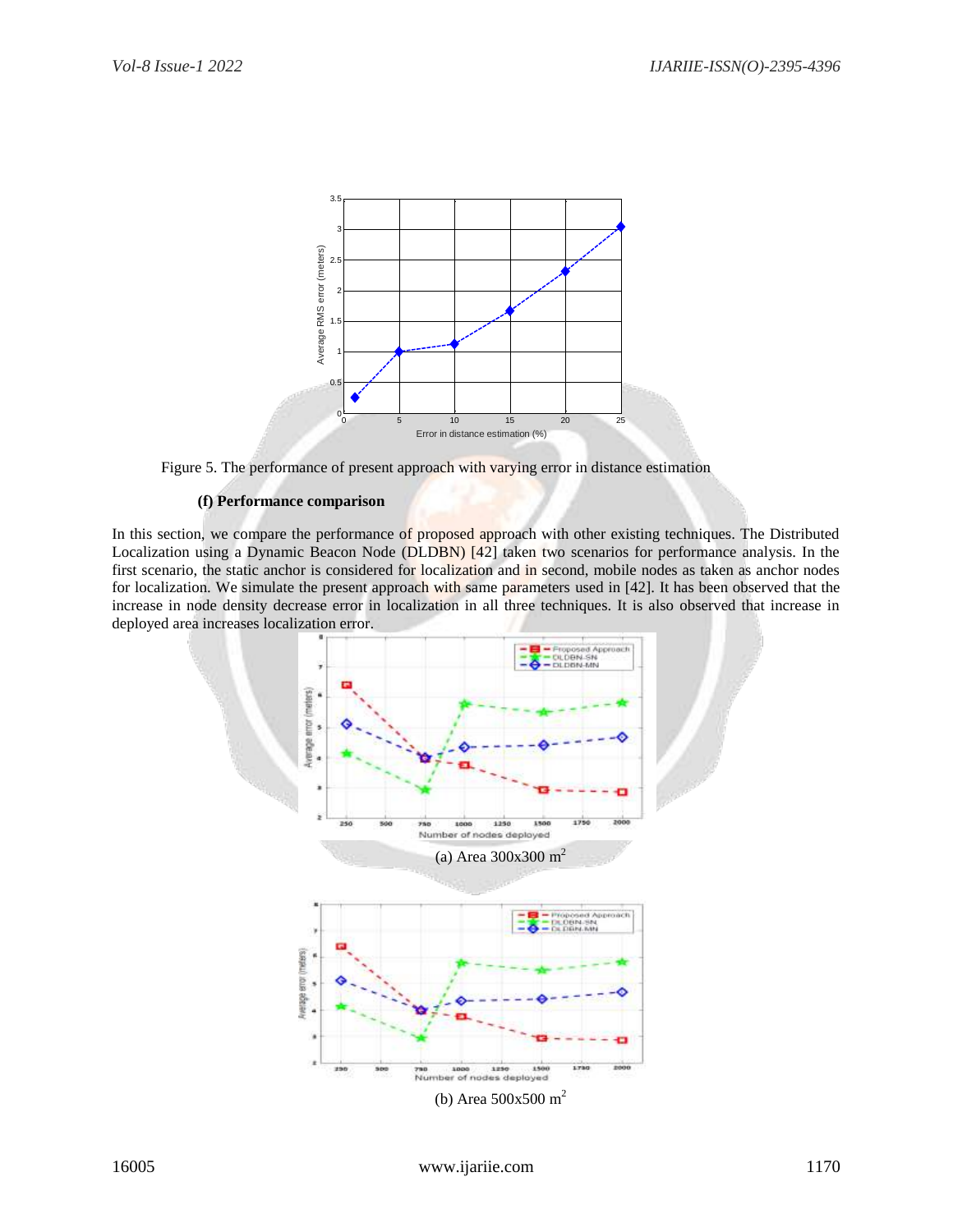Figure 5. The performance of present approach with varying error in distance estimation

#### (f) Performance comparison

In this section, we compare the performance of proposed approach with other existing techniques. The Distributed Localization using a Dynamic Beacon Node (DLDBN) [42] taken two scenarios for performance analysis. In the first scenario, the static anchor is considered for localization and in second, mobile nodes as taken as anchor nodes for localization. We simulate the present approach with same parameters used in [42]. It has been observed that the increase in node density decrease error in localization in all three techniques. It is also observed that increase in deployed area increases localization error.

(a) Area 300x300 $m^2$

(b) Area 500x500 $m^2$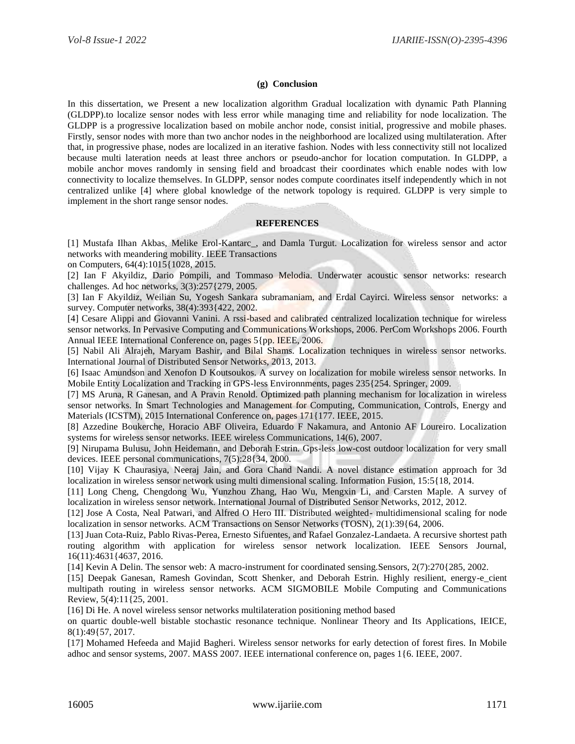### (g) Conclusion

In this dissertation, we Present a new localization algorithm Gradual localization with dynamic Path Planning (GLDPP).to localize sensor nodes with less error while managing time and reliability for node localization. The GLDPP is a progressive localization based on mobile anchor node, consist initial, progressive and mobile phases. Firstly, sensor nodes with more than two anchor nodes in the neighborhood are localized using multilateration. After that, in progressive phase, nodes are localized in an iterative fashion. Nodes with less connectivity still not localized because multi lateration needs at least three anchors or pseudo-anchor for location computation. In GLDPP, a mobile anchor moves randomly in sensing field and broadcast their coordinates which enable nodes with low connectivity to localize themselves. In GLDPP, sensor nodes compute coordinates itself independently which in not centralized unlike [4] where global knowledge of the network topology is required. GLDPP is very simple to implement in the short range sensor nodes.

### REFERENCES

[1] Mustafa Ilhan Akbas, Melike Erol-Kantarc_, and Damla Turgut. Localization for wireless sensor and actor networks with meandering mobility. IEEE Transactions on Computers, 64(4):1015{1028, 2015.

[2] Ian F Akyildiz, Dario Pompili, and Tommaso Melodia. Underwater acoustic sensor networks: research challenges. Ad hoc networks, 3(3):257{279, 2005.

[3] Ian F Akyildiz, Weilian Su, Yogesh Sankara subramaniam, and Erdal Cayirci. Wireless sensor networks: a survey. Computer networks, 38(4):393{422, 2002.

[4] Cesare Alippi and Giovanni Vanini. A rssi-based and calibrated centralized localization technique for wireless sensor networks. In Pervasive Computing and Communications Workshops, 2006. PerCom Workshops 2006. Fourth Annual IEEE International Conference on, pages 5{pp. IEEE, 2006.

[5] Nabil Ali Alrajeh, Maryam Bashir, and Bilal Shams. Localization techniques in wireless sensor networks. International Journal of Distributed Sensor Networks, 2013, 2013.

[6] Isaac Amundson and Xenofon D Koutsoukos. A survey on localization for mobile wireless sensor networks. In Mobile Entity Localization and Tracking in GPS-less Environnments, pages 235{254. Springer, 2009.

[7] MS Aruna, R Ganesan, and A Pravin Renold. Optimized path planning mechanism for localization in wireless sensor networks. In Smart Technologies and Management for Computing, Communication, Controls, Energy and Materials (ICSTM), 2015 International Conference on, pages 171{177. IEEE, 2015.

[8] Azzedine Boukerche, Horacio ABF Oliveira, Eduardo F Nakamura, and Antonio AF Loureiro. Localization systems for wireless sensor networks. IEEE wireless Communications, 14(6), 2007.

[9] Nirupama Bulusu, John Heidemann, and Deborah Estrin. Gps-less low-cost outdoor localization for very small devices. IEEE personal communications, 7(5):28{34, 2000.

[10] Vijay K Chaurasiya, Neeraj Jain, and Gora Chand Nandi. A novel distance estimation approach for 3d localization in wireless sensor network using multi dimensional scaling. Information Fusion, 15:5{18, 2014.

[11] Long Cheng, Chengdong Wu, Yunzhou Zhang, Hao Wu, Mengxin Li, and Carsten Maple. A survey of localization in wireless sensor network. International Journal of Distributed Sensor Networks, 2012, 2012.

[12] Jose A Costa, Neal Patwari, and Alfred O Hero III. Distributed weighted- multidimensional scaling for node localization in sensor networks. ACM Transactions on Sensor Networks (TOSN), 2(1):39{64, 2006.

[13] Juan Cota-Ruiz, Pablo Rivas-Perea, Ernesto Sifuentes, and Rafael Gonzalez-Landaeta. A recursive shortest path routing algorithm with application for wireless sensor network localization. IEEE Sensors Journal, 16(11):4631{4637, 2016.

[14] Kevin A Delin. The sensor web: A macro-instrument for coordinated sensing.Sensors, 2(7):270{285, 2002.

[15] Deepak Ganesan, Ramesh Govindan, Scott Shenker, and Deborah Estrin. Highly resilient, energy-e_cient multipath routing in wireless sensor networks. ACM SIGMOBILE Mobile Computing and Communications Review, 5(4):11{25, 2001.

[16] Di He. A novel wireless sensor networks multilateration positioning method based on quartic double-well bistable stochastic resonance technique. Nonlinear Theory and Its Applications, IEICE, 8(1):49{57, 2017.

[17] Mohamed Hefeeda and Majid Bagheri. Wireless sensor networks for early detection of forest fires. In Mobile adhoc and sensor systems, 2007. MASS 2007. IEEE international conference on, pages 1{6. IEEE, 2007.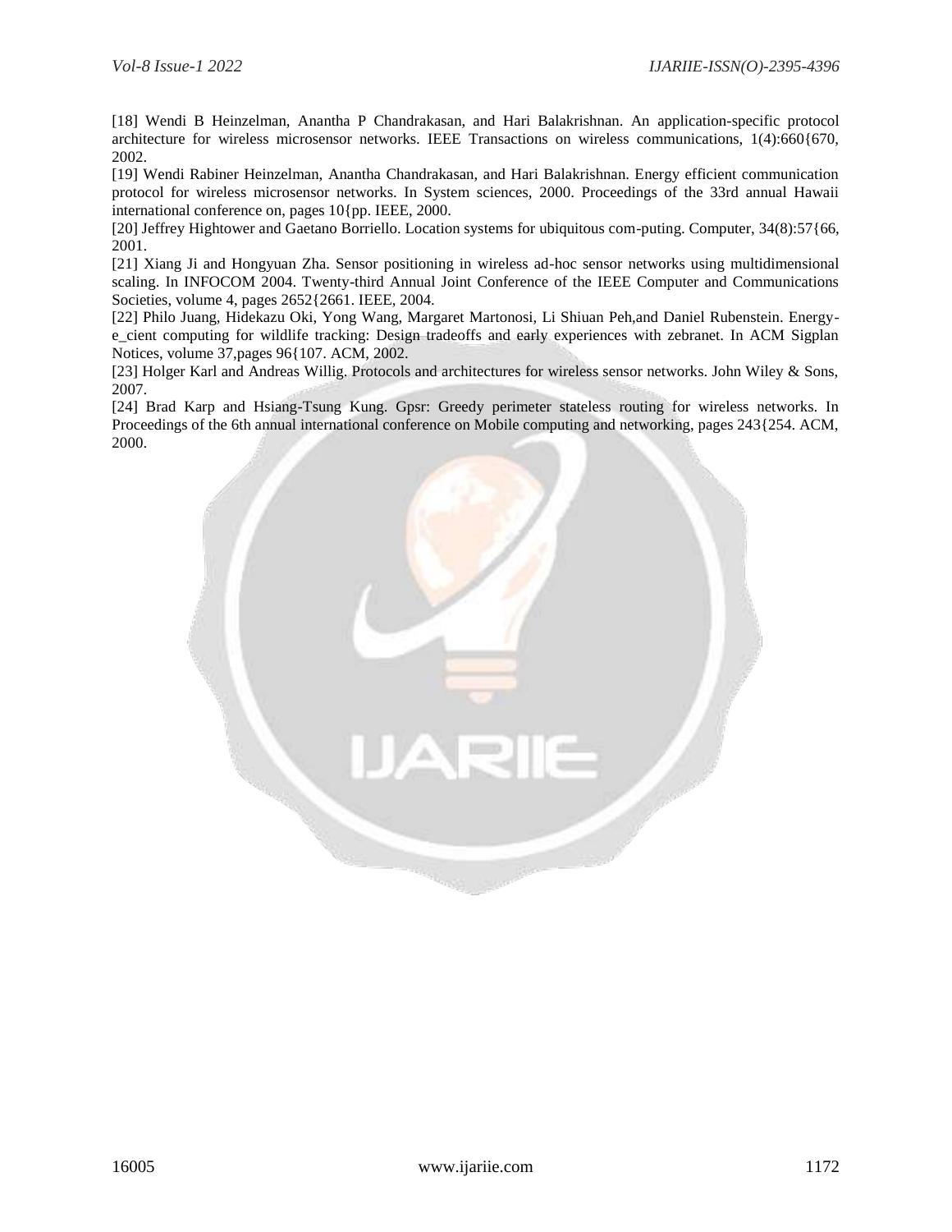[18] Wendi B Heinzelman, Anantha P Chandrakasan, and Hari Balakrishnan. An application-specific protocol architecture for wireless microsensor networks. IEEE Transactions on wireless communications, 1(4):660{670, 2002.

[19] Wendi Rabiner Heinzelman, Anantha Chandrakasan, and Hari Balakrishnan. Energy efficient communication protocol for wireless microsensor networks. In System sciences, 2000. Proceedings of the 33rd annual Hawaii international conference on, pages 10{pp. IEEE, 2000.

[20] Jeffrey Hightower and Gaetano Borriello. Location systems for ubiquitous com-puting. Computer, 34(8):57{66, 2001.

[21] Xiang Ji and Hongyuan Zha. Sensor positioning in wireless ad-hoc sensor networks using multidimensional scaling. In INFOCOM 2004. Twenty-third Annual Joint Conference of the IEEE Computer and Communications Societies, volume 4, pages 2652{2661. IEEE, 2004.

[22] Philo Juang, Hidekazu Oki, Yong Wang, Margaret Martonosi, Li Shiuan Peh,and Daniel Rubenstein. Energy-e_cient computing for wildlife tracking: Design tradeoffs and early experiences with zebranet. In ACM Sigplan Notices, volume 37,pages 96{107. ACM, 2002.

[23] Holger Karl and Andreas Willig. Protocols and architectures for wireless sensor networks. John Wiley & Sons, 2007.

[24] Brad Karp and Hsiang-Tsung Kung. Gpsr: Greedy perimeter stateless routing for wireless networks. In Proceedings of the 6th annual international conference on Mobile computing and networking, pages 243{254. ACM, 2000.